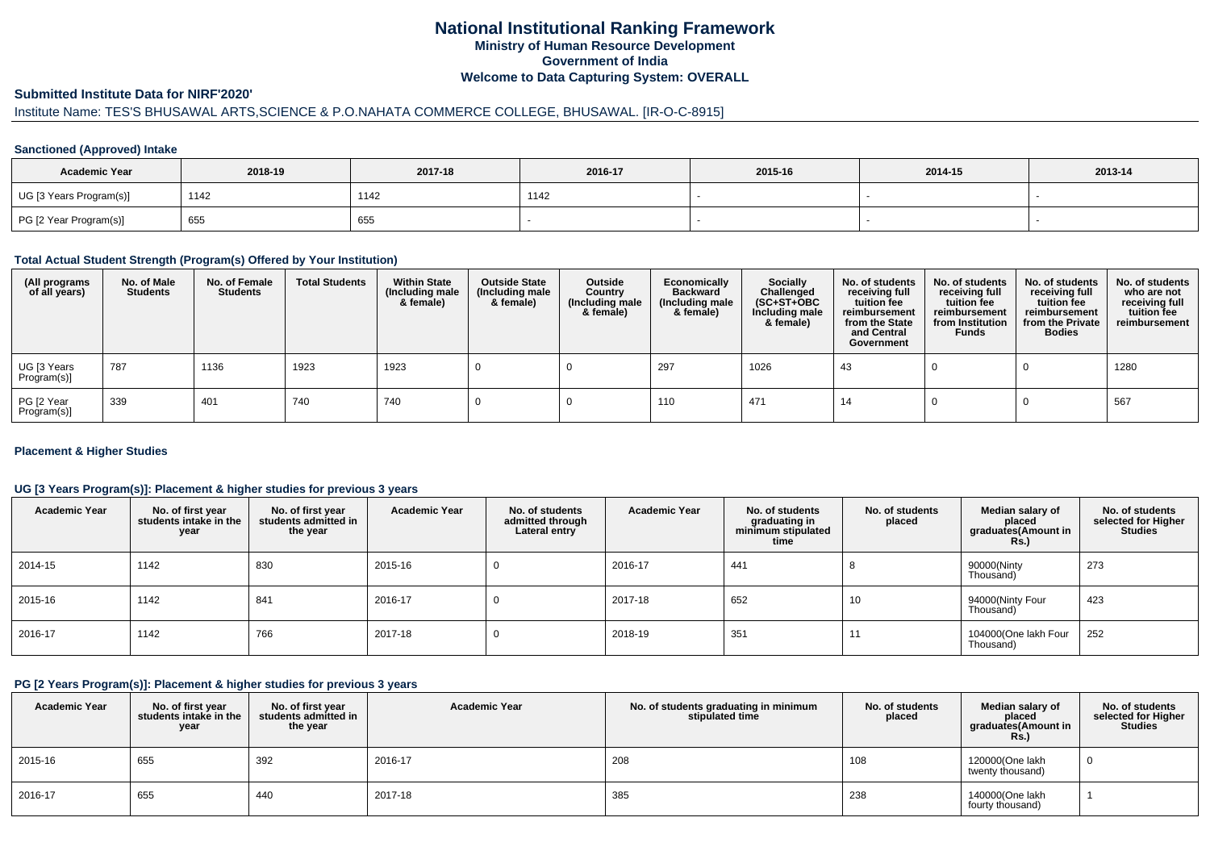# National Institutional Ranking Framework

**Ministry of Human Resource Development**

**Government of India**

**Welcome to Data Capturing System: OVERALL**

## Submitted Institute Data for NIRF'2020'

Institute Name: TES'S BHUSAWAL ARTS,SCIENCE & P.O.NAHATA COMMERCE COLLEGE, BHUSAWAL. [IR-O-C-8915]

### Sanctioned (Approved) Intake

| Academic Year | 2018-19 | 2017-18 | 2016-17 | 2015-16 | 2014-15 | 2013-14 |
|---|---|---|---|---|---|---|
| UG [3 Years Program(s)] | 1142 | 1142 | 1142 | - | - | - |
| PG [2 Year Program(s)] | 655 | 655 | - | - | - | - |

### Total Actual Student Strength (Program(s) Offered by Your Institution)

| (All programs of all years) | No. of Male Students | No. of Female Students | Total Students | Within State (Including male & female) | Outside State (Including male & female) | Outside Country (Including male & female) | Economically Backward (Including male & female) | Socially Challenged (SC+ST+OBC Including male & female) | No. of students receiving full tuition fee reimbursement from the State and Central Government | No. of students receiving full tuition fee reimbursement from Institution Funds | No. of students receiving full tuition fee reimbursement from the Private Bodies | No. of students who are not receiving full tuition fee reimbursement |
|---|---|---|---|---|---|---|---|---|---|---|---|---|
| UG [3 Years Program(s)] | 787 | 1136 | 1923 | 1923 | 0 | 0 | 297 | 1026 | 43 | 0 | 0 | 1280 |
| PG [2 Year Program(s)] | 339 | 401 | 740 | 740 | 0 | 0 | 110 | 471 | 14 | 0 | 0 | 567 |

### Placement & Higher Studies

#### UG [3 Years Program(s)]: Placement & higher studies for previous 3 years

| Academic Year | No. of first year students intake in the year | No. of first year students admitted in the year | Academic Year | No. of students admitted through Lateral entry | Academic Year | No. of students graduating in minimum stipulated time | No. of students placed | Median salary of placed graduates(Amount in Rs.) | No. of students selected for Higher Studies |
|---|---|---|---|---|---|---|---|---|---|
| 2014-15 | 1142 | 830 | 2015-16 | 0 | 2016-17 | 441 | 8 | 90000(Ninty Thousand) | 273 |
| 2015-16 | 1142 | 841 | 2016-17 | 0 | 2017-18 | 652 | 10 | 94000(Ninty Four Thousand) | 423 |
| 2016-17 | 1142 | 766 | 2017-18 | 0 | 2018-19 | 351 | 11 | 104000(One lakh Four Thousand) | 252 |

#### PG [2 Years Program(s)]: Placement & higher studies for previous 3 years

| Academic Year | No. of first year students intake in the year | No. of first year students admitted in the year | Academic Year | No. of students graduating in minimum stipulated time | No. of students placed | Median salary of placed graduates(Amount in Rs.) | No. of students selected for Higher Studies |
|---|---|---|---|---|---|---|---|
| 2015-16 | 655 | 392 | 2016-17 | 208 | 108 | 120000(One lakh twenty thousand) | 0 |
| 2016-17 | 655 | 440 | 2017-18 | 385 | 238 | 140000(One lakh fourty thousand) | 1 |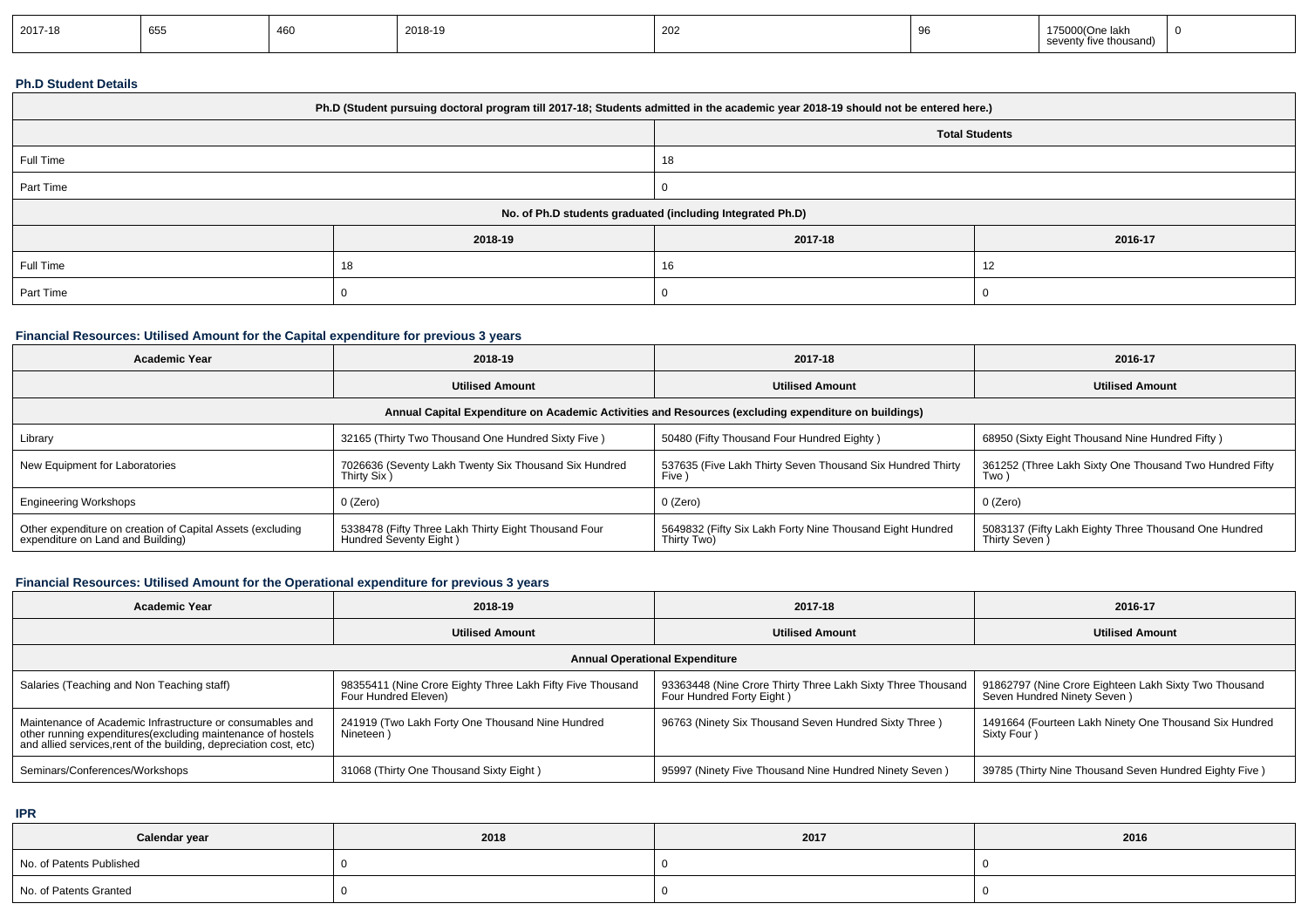| 2017-18 | 655 | 460 | 2018-19 | 202 | 96 | 175000(One lakh seventy five thousand) | 0 |
|---|---|---|---|---|---|---|---|

### Ph.D Student Details

| Ph.D (Student pursuing doctoral program till 2017-18; Students admitted in the academic year 2018-19 should not be entered here.) | | | |
|---|---|---|---|
| | Total Students | | |
| Full Time | 18 | | |
| Part Time | 0 | | |
| No. of Ph.D students graduated (including Integrated Ph.D) | | | |
| | 2018-19 | 2017-18 | 2016-17 |
| Full Time | 18 | 16 | 12 |
| Part Time | 0 | 0 | 0 |

### Financial Resources: Utilised Amount for the Capital expenditure for previous 3 years

| Academic Year | 2018-19 | 2017-18 | 2016-17 |
|---|---|---|---|
| | Utilised Amount | Utilised Amount | Utilised Amount |
| Annual Capital Expenditure on Academic Activities and Resources (excluding expenditure on buildings) | | | |
| Library | 32165 (Thirty Two Thousand One Hundred Sixty Five ) | 50480 (Fifty Thousand Four Hundred Eighty ) | 68950 (Sixty Eight Thousand Nine Hundred Fifty ) |
| New Equipment for Laboratories | 7026636 (Seventy Lakh Twenty Six Thousand Six Hundred Thirty Six ) | 537635 (Five Lakh Thirty Seven Thousand Six Hundred Thirty Five ) | 361252 (Three Lakh Sixty One Thousand Two Hundred Fifty Two ) |
| Engineering Workshops | 0 (Zero) | 0 (Zero) | 0 (Zero) |
| Other expenditure on creation of Capital Assets (excluding expenditure on Land and Building) | 5338478 (Fifty Three Lakh Thirty Eight Thousand Four Hundred Seventy Eight ) | 5649832 (Fifty Six Lakh Forty Nine Thousand Eight Hundred Thirty Two) | 5083137 (Fifty Lakh Eighty Three Thousand One Hundred Thirty Seven ) |

### Financial Resources: Utilised Amount for the Operational expenditure for previous 3 years

| Academic Year | 2018-19 | 2017-18 | 2016-17 |
|---|---|---|---|
| | Utilised Amount | Utilised Amount | Utilised Amount |
| Annual Operational Expenditure | | | |
| Salaries (Teaching and Non Teaching staff) | 98355411 (Nine Crore Eighty Three Lakh Fifty Five Thousand Four Hundred Eleven) | 93363448 (Nine Crore Thirty Three Lakh Sixty Three Thousand Four Hundred Forty Eight ) | 91862797 (Nine Crore Eighteen Lakh Sixty Two Thousand Seven Hundred Ninety Seven ) |
| Maintenance of Academic Infrastructure or consumables and other running expenditures(excluding maintenance of hostels and allied services,rent of the building, depreciation cost, etc) | 241919 (Two Lakh Forty One Thousand Nine Hundred Nineteen ) | 96763 (Ninety Six Thousand Seven Hundred Sixty Three ) | 1491664 (Fourteen Lakh Ninety One Thousand Six Hundred Sixty Four ) |
| Seminars/Conferences/Workshops | 31068 (Thirty One Thousand Sixty Eight ) | 95997 (Ninety Five Thousand Nine Hundred Ninety Seven ) | 39785 (Thirty Nine Thousand Seven Hundred Eighty Five ) |

### IPR

| Calendar year | 2018 | 2017 | 2016 |
|---|---|---|---|
| No. of Patents Published | 0 | 0 | 0 |
| No. of Patents Granted | 0 | 0 | 0 |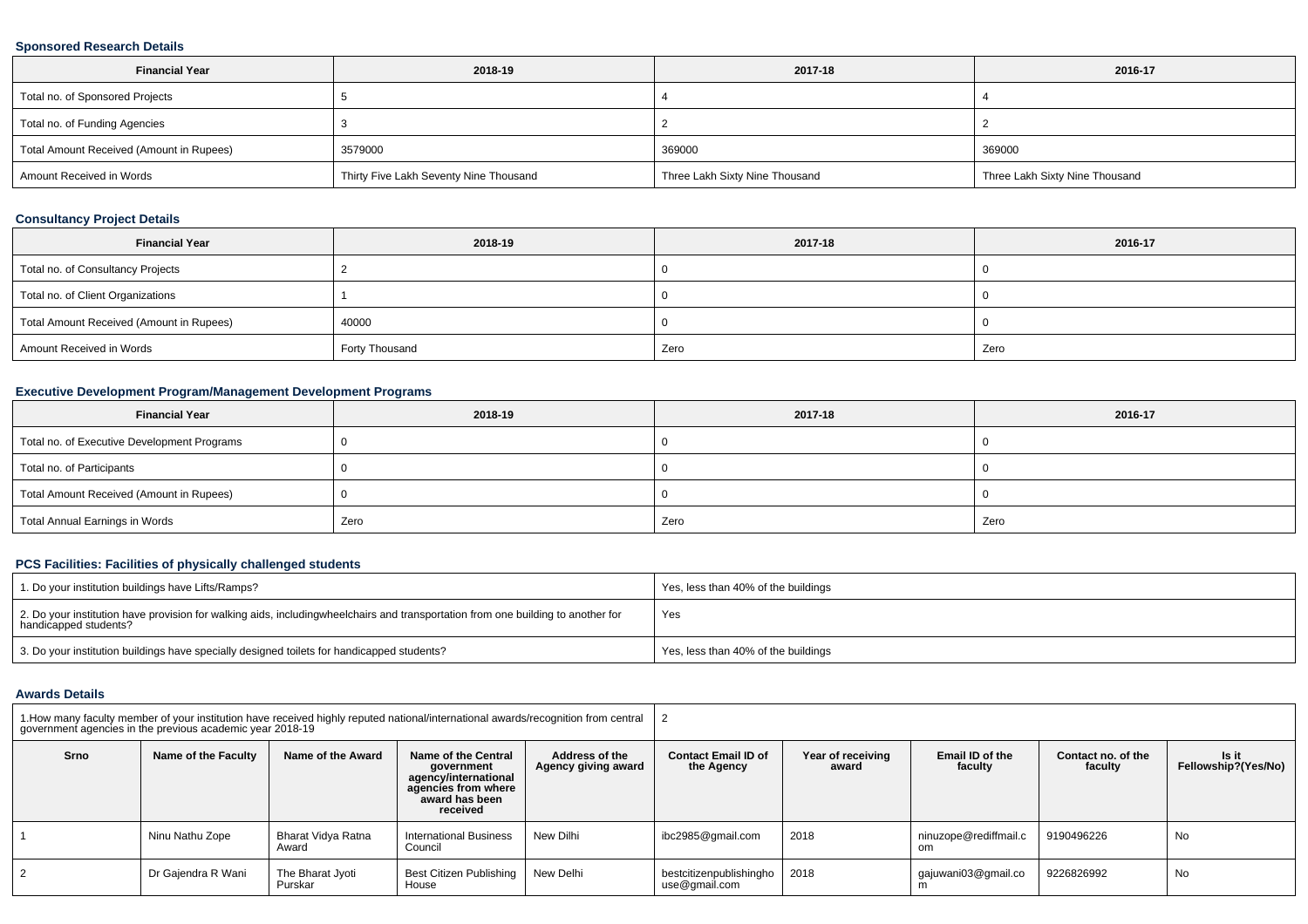### Sponsored Research Details

| Financial Year | 2018-19 | 2017-18 | 2016-17 |
|---|---|---|---|
| Total no. of Sponsored Projects | 5 | 4 | 4 |
| Total no. of Funding Agencies | 3 | 2 | 2 |
| Total Amount Received (Amount in Rupees) | 3579000 | 369000 | 369000 |
| Amount Received in Words | Thirty Five Lakh Seventy Nine Thousand | Three Lakh Sixty Nine Thousand | Three Lakh Sixty Nine Thousand |

### Consultancy Project Details

| Financial Year | 2018-19 | 2017-18 | 2016-17 |
|---|---|---|---|
| Total no. of Consultancy Projects | 2 | 0 | 0 |
| Total no. of Client Organizations | 1 | 0 | 0 |
| Total Amount Received (Amount in Rupees) | 40000 | 0 | 0 |
| Amount Received in Words | Forty Thousand | Zero | Zero |

### Executive Development Program/Management Development Programs

| Financial Year | 2018-19 | 2017-18 | 2016-17 |
|---|---|---|---|
| Total no. of Executive Development Programs | 0 | 0 | 0 |
| Total no. of Participants | 0 | 0 | 0 |
| Total Amount Received (Amount in Rupees) | 0 | 0 | 0 |
| Total Annual Earnings in Words | Zero | Zero | Zero |

### PCS Facilities: Facilities of physically challenged students

| | |
|---|---|
| 1. Do your institution buildings have Lifts/Ramps? | Yes, less than 40% of the buildings |
| 2. Do your institution have provision for walking aids, includingwheelchairs and transportation from one building to another for handicapped students? | Yes |
| 3. Do your institution buildings have specially designed toilets for handicapped students? | Yes, less than 40% of the buildings |

### Awards Details

| 1.How many faculty member of your institution have received highly reputed national/international awards/recognition from central government agencies in the previous academic year 2018-19 | | | | | 2 | | | | |
|---|---|---|---|---|---|---|---|---|---|
| Srno | Name of the Faculty | Name of the Award | Name of the Central government agency/international agencies from where award has been received | Address of the Agency giving award | Contact Email ID of the Agency | Year of receiving award | Email ID of the faculty | Contact no. of the faculty | Is it Fellowship?(Yes/No) |
| 1 | Ninu Nathu Zope | Bharat Vidya Ratna Award | International Business Council | New Dilhi | ibc2985@gmail.com | 2018 | ninuzope@rediffmail.com | 9190496226 | No |
| 2 | Dr Gajendra R Wani | The Bharat Jyoti Purskar | Best Citizen Publishing House | New Delhi | bestcitizenpublishinghouse@gmail.com | 2018 | gajuwani03@gmail.com | 9226826992 | No |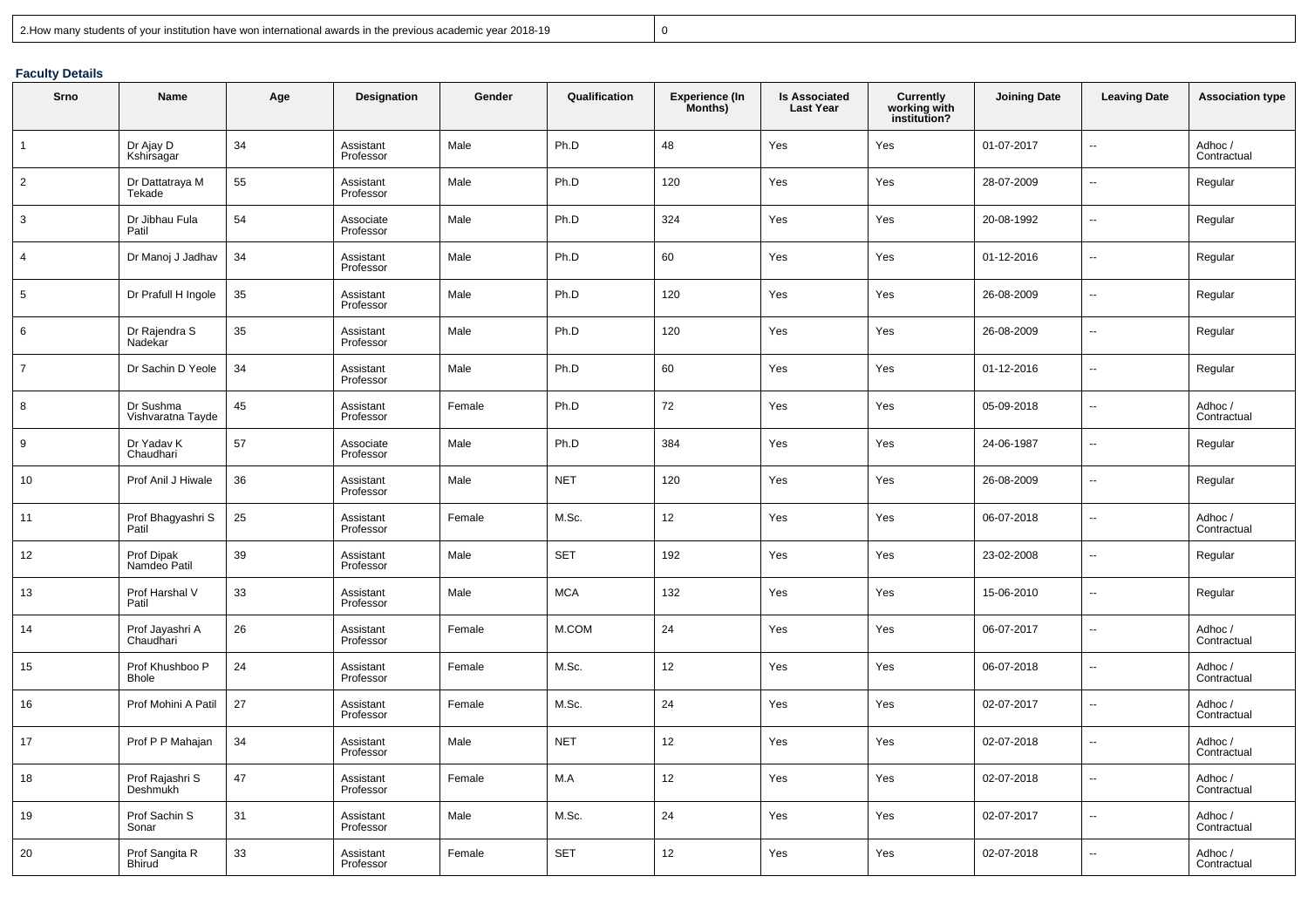| 2.How many students of your institution have won international awards in the previous academic year 2018-19 | 0 |
|---|---|

**Faculty Details**

| Srno | Name | Age | Designation | Gender | Qualification | Experience (In Months) | Is Associated Last Year | Currently working with institution? | Joining Date | Leaving Date | Association type |
|---|---|---|---|---|---|---|---|---|---|---|---|
| 1 | Dr Ajay D Kshirsagar | 34 | Assistant Professor | Male | Ph.D | 48 | Yes | Yes | 01-07-2017 | -- | Adhoc / Contractual |
| 2 | Dr Dattatraya M Tekade | 55 | Assistant Professor | Male | Ph.D | 120 | Yes | Yes | 28-07-2009 | -- | Regular |
| 3 | Dr Jibhau Fula Patil | 54 | Associate Professor | Male | Ph.D | 324 | Yes | Yes | 20-08-1992 | -- | Regular |
| 4 | Dr Manoj J Jadhav | 34 | Assistant Professor | Male | Ph.D | 60 | Yes | Yes | 01-12-2016 | -- | Regular |
| 5 | Dr Prafull H Ingole | 35 | Assistant Professor | Male | Ph.D | 120 | Yes | Yes | 26-08-2009 | -- | Regular |
| 6 | Dr Rajendra S Nadekar | 35 | Assistant Professor | Male | Ph.D | 120 | Yes | Yes | 26-08-2009 | -- | Regular |
| 7 | Dr Sachin D Yeole | 34 | Assistant Professor | Male | Ph.D | 60 | Yes | Yes | 01-12-2016 | -- | Regular |
| 8 | Dr Sushma Vishvaratna Tayde | 45 | Assistant Professor | Female | Ph.D | 72 | Yes | Yes | 05-09-2018 | -- | Adhoc / Contractual |
| 9 | Dr Yadav K Chaudhari | 57 | Associate Professor | Male | Ph.D | 384 | Yes | Yes | 24-06-1987 | -- | Regular |
| 10 | Prof Anil J Hiwale | 36 | Assistant Professor | Male | NET | 120 | Yes | Yes | 26-08-2009 | -- | Regular |
| 11 | Prof Bhagyashri S Patil | 25 | Assistant Professor | Female | M.Sc. | 12 | Yes | Yes | 06-07-2018 | -- | Adhoc / Contractual |
| 12 | Prof Dipak Namdeo Patil | 39 | Assistant Professor | Male | SET | 192 | Yes | Yes | 23-02-2008 | -- | Regular |
| 13 | Prof Harshal V Patil | 33 | Assistant Professor | Male | MCA | 132 | Yes | Yes | 15-06-2010 | -- | Regular |
| 14 | Prof Jayashri A Chaudhari | 26 | Assistant Professor | Female | M.COM | 24 | Yes | Yes | 06-07-2017 | -- | Adhoc / Contractual |
| 15 | Prof Khushboo P Bhole | 24 | Assistant Professor | Female | M.Sc. | 12 | Yes | Yes | 06-07-2018 | -- | Adhoc / Contractual |
| 16 | Prof Mohini A Patil | 27 | Assistant Professor | Female | M.Sc. | 24 | Yes | Yes | 02-07-2017 | -- | Adhoc / Contractual |
| 17 | Prof P P Mahajan | 34 | Assistant Professor | Male | NET | 12 | Yes | Yes | 02-07-2018 | -- | Adhoc / Contractual |
| 18 | Prof Rajashri S Deshmukh | 47 | Assistant Professor | Female | M.A | 12 | Yes | Yes | 02-07-2018 | -- | Adhoc / Contractual |
| 19 | Prof Sachin S Sonar | 31 | Assistant Professor | Male | M.Sc. | 24 | Yes | Yes | 02-07-2017 | -- | Adhoc / Contractual |
| 20 | Prof Sangita R Bhirud | 33 | Assistant Professor | Female | SET | 12 | Yes | Yes | 02-07-2018 | -- | Adhoc / Contractual |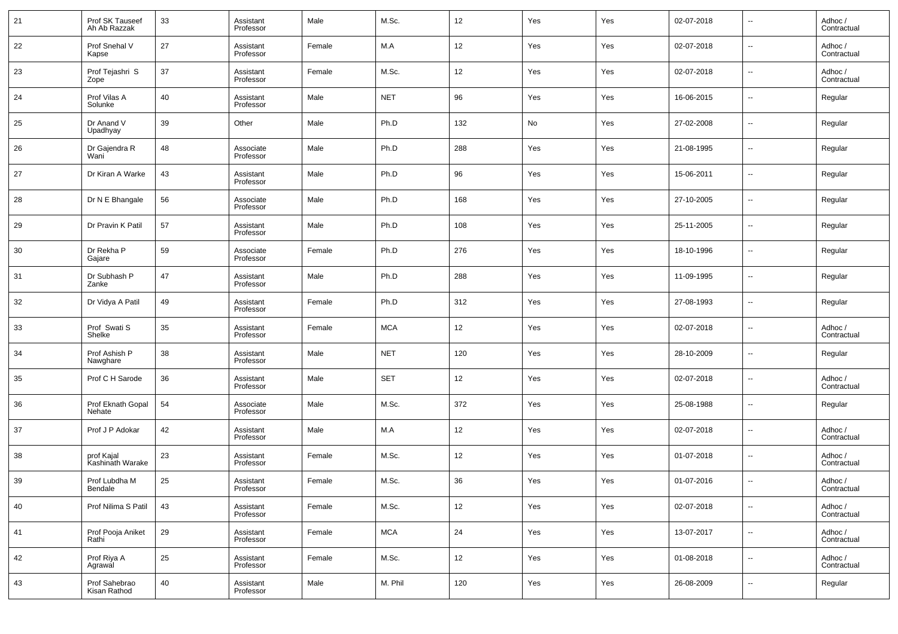| 21 | Prof SK Tauseef Ah Ab Razzak | 33 | Assistant Professor | Male | M.Sc. | 12 | Yes | Yes | 02-07-2018 | -- | Adhoc / Contractual |
|---|---|---|---|---|---|---|---|---|---|---|---|
| 22 | Prof Snehal V Kapse | 27 | Assistant Professor | Female | M.A | 12 | Yes | Yes | 02-07-2018 | -- | Adhoc / Contractual |
| 23 | Prof Tejashri S Zope | 37 | Assistant Professor | Female | M.Sc. | 12 | Yes | Yes | 02-07-2018 | -- | Adhoc / Contractual |
| 24 | Prof Vilas A Solunke | 40 | Assistant Professor | Male | NET | 96 | Yes | Yes | 16-06-2015 | -- | Regular |
| 25 | Dr Anand V Upadhyay | 39 | Other | Male | Ph.D | 132 | No | Yes | 27-02-2008 | -- | Regular |
| 26 | Dr Gajendra R Wani | 48 | Associate Professor | Male | Ph.D | 288 | Yes | Yes | 21-08-1995 | -- | Regular |
| 27 | Dr Kiran A Warke | 43 | Assistant Professor | Male | Ph.D | 96 | Yes | Yes | 15-06-2011 | -- | Regular |
| 28 | Dr N E Bhangale | 56 | Associate Professor | Male | Ph.D | 168 | Yes | Yes | 27-10-2005 | -- | Regular |
| 29 | Dr Pravin K Patil | 57 | Assistant Professor | Male | Ph.D | 108 | Yes | Yes | 25-11-2005 | -- | Regular |
| 30 | Dr Rekha P Gajare | 59 | Associate Professor | Female | Ph.D | 276 | Yes | Yes | 18-10-1996 | -- | Regular |
| 31 | Dr Subhash P Zanke | 47 | Assistant Professor | Male | Ph.D | 288 | Yes | Yes | 11-09-1995 | -- | Regular |
| 32 | Dr Vidya A Patil | 49 | Assistant Professor | Female | Ph.D | 312 | Yes | Yes | 27-08-1993 | -- | Regular |
| 33 | Prof Swati S Shelke | 35 | Assistant Professor | Female | MCA | 12 | Yes | Yes | 02-07-2018 | -- | Adhoc / Contractual |
| 34 | Prof Ashish P Nawghare | 38 | Assistant Professor | Male | NET | 120 | Yes | Yes | 28-10-2009 | -- | Regular |
| 35 | Prof C H Sarode | 36 | Assistant Professor | Male | SET | 12 | Yes | Yes | 02-07-2018 | -- | Adhoc / Contractual |
| 36 | Prof Eknath Gopal Nehate | 54 | Associate Professor | Male | M.Sc. | 372 | Yes | Yes | 25-08-1988 | -- | Regular |
| 37 | Prof J P Adokar | 42 | Assistant Professor | Male | M.A | 12 | Yes | Yes | 02-07-2018 | -- | Adhoc / Contractual |
| 38 | prof Kajal Kashinath Warake | 23 | Assistant Professor | Female | M.Sc. | 12 | Yes | Yes | 01-07-2018 | -- | Adhoc / Contractual |
| 39 | Prof Lubdha M Bendale | 25 | Assistant Professor | Female | M.Sc. | 36 | Yes | Yes | 01-07-2016 | -- | Adhoc / Contractual |
| 40 | Prof Nilima S Patil | 43 | Assistant Professor | Female | M.Sc. | 12 | Yes | Yes | 02-07-2018 | -- | Adhoc / Contractual |
| 41 | Prof Pooja Aniket Rathi | 29 | Assistant Professor | Female | MCA | 24 | Yes | Yes | 13-07-2017 | -- | Adhoc / Contractual |
| 42 | Prof Riya A Agrawal | 25 | Assistant Professor | Female | M.Sc. | 12 | Yes | Yes | 01-08-2018 | -- | Adhoc / Contractual |
| 43 | Prof Sahebrao Kisan Rathod | 40 | Assistant Professor | Male | M. Phil | 120 | Yes | Yes | 26-08-2009 | -- | Regular |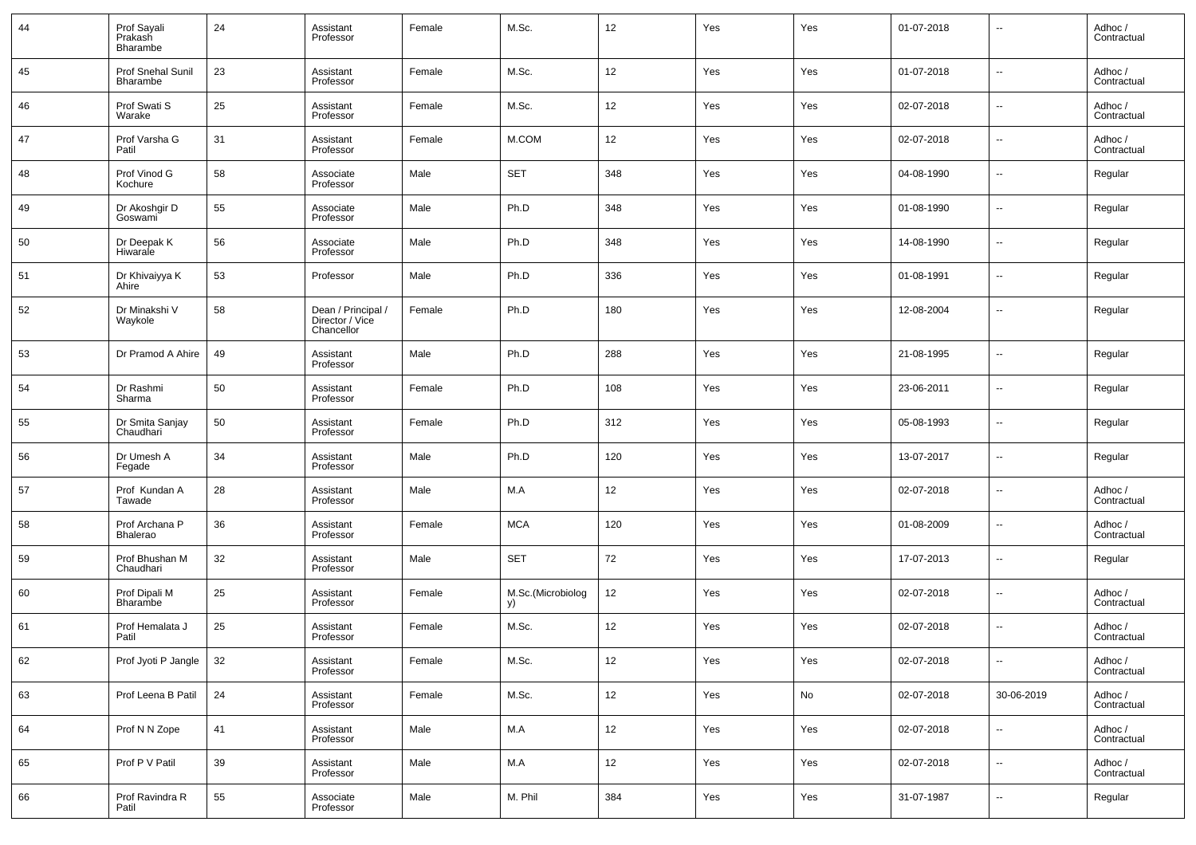| 44 | Prof Sayali Prakash Bharambe | 24 | Assistant Professor | Female | M.Sc. | 12 | Yes | Yes | 01-07-2018 | -- | Adhoc / Contractual |
|---|---|---|---|---|---|---|---|---|---|---|---|
| 45 | Prof Snehal Sunil Bharambe | 23 | Assistant Professor | Female | M.Sc. | 12 | Yes | Yes | 01-07-2018 | -- | Adhoc / Contractual |
| 46 | Prof Swati S Warake | 25 | Assistant Professor | Female | M.Sc. | 12 | Yes | Yes | 02-07-2018 | -- | Adhoc / Contractual |
| 47 | Prof Varsha G Patil | 31 | Assistant Professor | Female | M.COM | 12 | Yes | Yes | 02-07-2018 | -- | Adhoc / Contractual |
| 48 | Prof Vinod G Kochure | 58 | Associate Professor | Male | SET | 348 | Yes | Yes | 04-08-1990 | -- | Regular |
| 49 | Dr Akoshgir D Goswami | 55 | Associate Professor | Male | Ph.D | 348 | Yes | Yes | 01-08-1990 | -- | Regular |
| 50 | Dr Deepak K Hiwarale | 56 | Associate Professor | Male | Ph.D | 348 | Yes | Yes | 14-08-1990 | -- | Regular |
| 51 | Dr Khivaiyya K Ahire | 53 | Professor | Male | Ph.D | 336 | Yes | Yes | 01-08-1991 | -- | Regular |
| 52 | Dr Minakshi V Waykole | 58 | Dean / Principal / Director / Vice Chancellor | Female | Ph.D | 180 | Yes | Yes | 12-08-2004 | -- | Regular |
| 53 | Dr Pramod A Ahire | 49 | Assistant Professor | Male | Ph.D | 288 | Yes | Yes | 21-08-1995 | -- | Regular |
| 54 | Dr Rashmi Sharma | 50 | Assistant Professor | Female | Ph.D | 108 | Yes | Yes | 23-06-2011 | -- | Regular |
| 55 | Dr Smita Sanjay Chaudhari | 50 | Assistant Professor | Female | Ph.D | 312 | Yes | Yes | 05-08-1993 | -- | Regular |
| 56 | Dr Umesh A Fegade | 34 | Assistant Professor | Male | Ph.D | 120 | Yes | Yes | 13-07-2017 | -- | Regular |
| 57 | Prof Kundan A Tawade | 28 | Assistant Professor | Male | M.A | 12 | Yes | Yes | 02-07-2018 | -- | Adhoc / Contractual |
| 58 | Prof Archana P Bhalerao | 36 | Assistant Professor | Female | MCA | 120 | Yes | Yes | 01-08-2009 | -- | Adhoc / Contractual |
| 59 | Prof Bhushan M Chaudhari | 32 | Assistant Professor | Male | SET | 72 | Yes | Yes | 17-07-2013 | -- | Regular |
| 60 | Prof Dipali M Bharambe | 25 | Assistant Professor | Female | M.Sc.(Microbiology) | 12 | Yes | Yes | 02-07-2018 | -- | Adhoc / Contractual |
| 61 | Prof Hemalata J Patil | 25 | Assistant Professor | Female | M.Sc. | 12 | Yes | Yes | 02-07-2018 | -- | Adhoc / Contractual |
| 62 | Prof Jyoti P Jangle | 32 | Assistant Professor | Female | M.Sc. | 12 | Yes | Yes | 02-07-2018 | -- | Adhoc / Contractual |
| 63 | Prof Leena B Patil | 24 | Assistant Professor | Female | M.Sc. | 12 | Yes | No | 02-07-2018 | 30-06-2019 | Adhoc / Contractual |
| 64 | Prof N N Zope | 41 | Assistant Professor | Male | M.A | 12 | Yes | Yes | 02-07-2018 | -- | Adhoc / Contractual |
| 65 | Prof P V Patil | 39 | Assistant Professor | Male | M.A | 12 | Yes | Yes | 02-07-2018 | -- | Adhoc / Contractual |
| 66 | Prof Ravindra R Patil | 55 | Associate Professor | Male | M. Phil | 384 | Yes | Yes | 31-07-1987 | -- | Regular |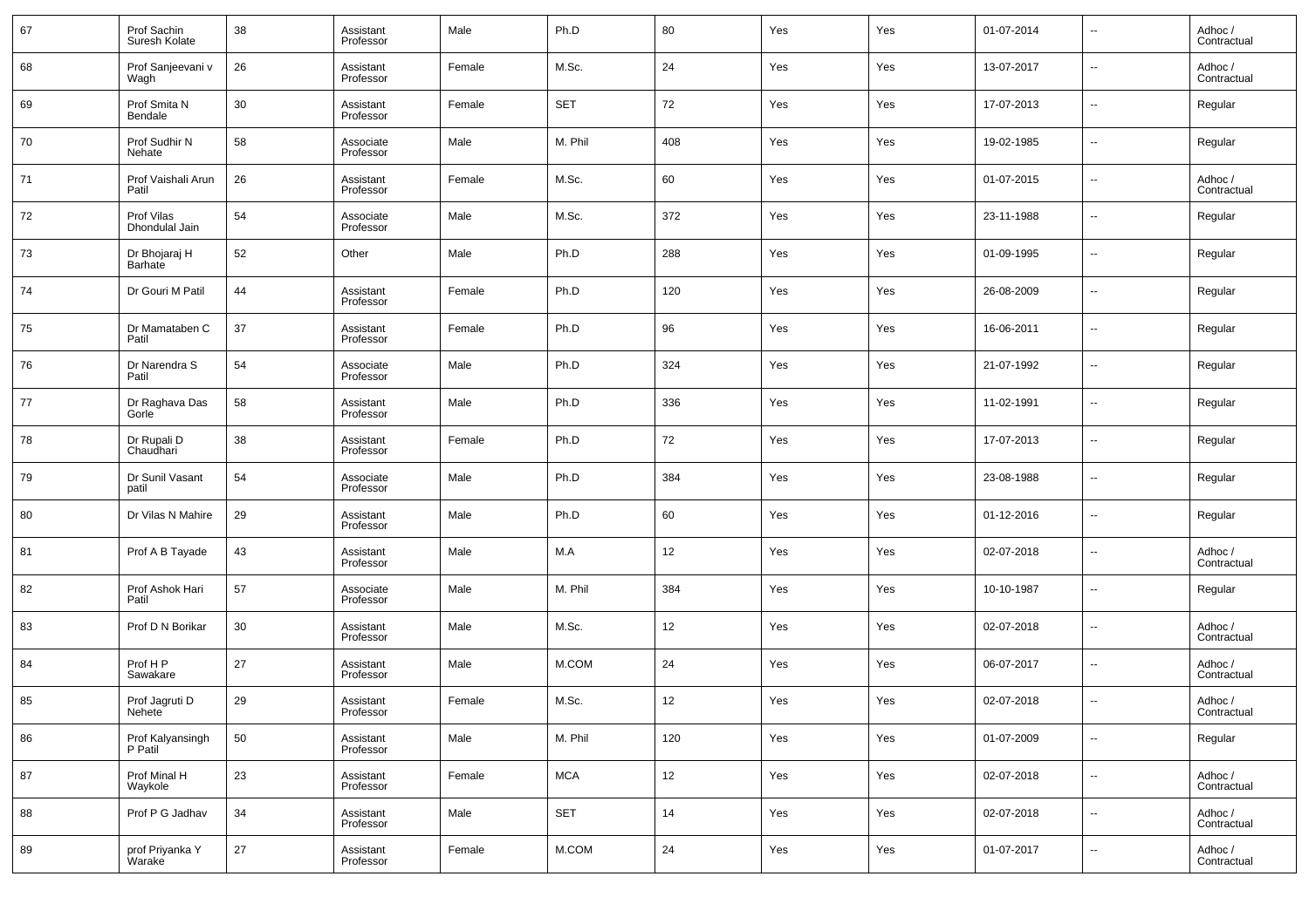| 67 | Prof Sachin Suresh Kolate | 38 | Assistant Professor | Male | Ph.D | 80 | Yes | Yes | 01-07-2014 | -- | Adhoc / Contractual |
|---|---|---|---|---|---|---|---|---|---|---|---|
| 68 | Prof Sanjeevani v Wagh | 26 | Assistant Professor | Female | M.Sc. | 24 | Yes | Yes | 13-07-2017 | -- | Adhoc / Contractual |
| 69 | Prof Smita N Bendale | 30 | Assistant Professor | Female | SET | 72 | Yes | Yes | 17-07-2013 | -- | Regular |
| 70 | Prof Sudhir N Nehate | 58 | Associate Professor | Male | M. Phil | 408 | Yes | Yes | 19-02-1985 | -- | Regular |
| 71 | Prof Vaishali Arun Patil | 26 | Assistant Professor | Female | M.Sc. | 60 | Yes | Yes | 01-07-2015 | -- | Adhoc / Contractual |
| 72 | Prof Vilas Dhondulal Jain | 54 | Associate Professor | Male | M.Sc. | 372 | Yes | Yes | 23-11-1988 | -- | Regular |
| 73 | Dr Bhojaraj H Barhate | 52 | Other | Male | Ph.D | 288 | Yes | Yes | 01-09-1995 | -- | Regular |
| 74 | Dr Gouri M Patil | 44 | Assistant Professor | Female | Ph.D | 120 | Yes | Yes | 26-08-2009 | -- | Regular |
| 75 | Dr Mamataben C Patil | 37 | Assistant Professor | Female | Ph.D | 96 | Yes | Yes | 16-06-2011 | -- | Regular |
| 76 | Dr Narendra S Patil | 54 | Associate Professor | Male | Ph.D | 324 | Yes | Yes | 21-07-1992 | -- | Regular |
| 77 | Dr Raghava Das Gorle | 58 | Assistant Professor | Male | Ph.D | 336 | Yes | Yes | 11-02-1991 | -- | Regular |
| 78 | Dr Rupali D Chaudhari | 38 | Assistant Professor | Female | Ph.D | 72 | Yes | Yes | 17-07-2013 | -- | Regular |
| 79 | Dr Sunil Vasant patil | 54 | Associate Professor | Male | Ph.D | 384 | Yes | Yes | 23-08-1988 | -- | Regular |
| 80 | Dr Vilas N Mahire | 29 | Assistant Professor | Male | Ph.D | 60 | Yes | Yes | 01-12-2016 | -- | Regular |
| 81 | Prof A B Tayade | 43 | Assistant Professor | Male | M.A | 12 | Yes | Yes | 02-07-2018 | -- | Adhoc / Contractual |
| 82 | Prof Ashok Hari Patil | 57 | Associate Professor | Male | M. Phil | 384 | Yes | Yes | 10-10-1987 | -- | Regular |
| 83 | Prof D N Borikar | 30 | Assistant Professor | Male | M.Sc. | 12 | Yes | Yes | 02-07-2018 | -- | Adhoc / Contractual |
| 84 | Prof H P Sawakare | 27 | Assistant Professor | Male | M.COM | 24 | Yes | Yes | 06-07-2017 | -- | Adhoc / Contractual |
| 85 | Prof Jagruti D Nehete | 29 | Assistant Professor | Female | M.Sc. | 12 | Yes | Yes | 02-07-2018 | -- | Adhoc / Contractual |
| 86 | Prof Kalyansingh P Patil | 50 | Assistant Professor | Male | M. Phil | 120 | Yes | Yes | 01-07-2009 | -- | Regular |
| 87 | Prof Minal H Waykole | 23 | Assistant Professor | Female | MCA | 12 | Yes | Yes | 02-07-2018 | -- | Adhoc / Contractual |
| 88 | Prof P G Jadhav | 34 | Assistant Professor | Male | SET | 14 | Yes | Yes | 02-07-2018 | -- | Adhoc / Contractual |
| 89 | prof Priyanka Y Warake | 27 | Assistant Professor | Female | M.COM | 24 | Yes | Yes | 01-07-2017 | -- | Adhoc / Contractual |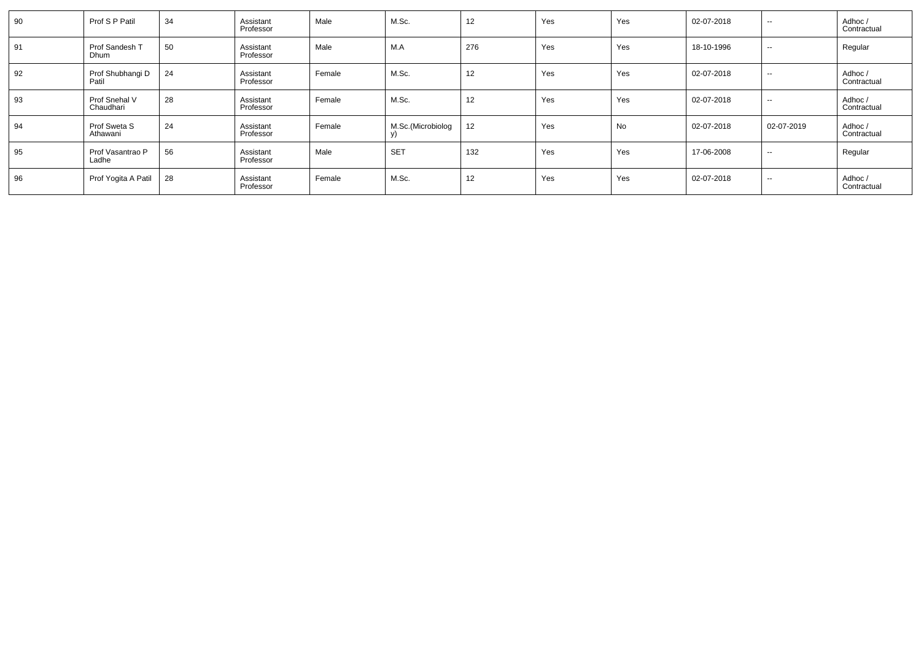| | | | | | | | | | | | |
|---|---|---|---|---|---|---|---|---|---|---|---|
| 90 | Prof S P Patil | 34 | Assistant Professor | Male | M.Sc. | 12 | Yes | Yes | 02-07-2018 | -- | Adhoc / Contractual |
| 91 | Prof Sandesh T Dhum | 50 | Assistant Professor | Male | M.A | 276 | Yes | Yes | 18-10-1996 | -- | Regular |
| 92 | Prof Shubhangi D Patil | 24 | Assistant Professor | Female | M.Sc. | 12 | Yes | Yes | 02-07-2018 | -- | Adhoc / Contractual |
| 93 | Prof Snehal V Chaudhari | 28 | Assistant Professor | Female | M.Sc. | 12 | Yes | Yes | 02-07-2018 | -- | Adhoc / Contractual |
| 94 | Prof Sweta S Athawani | 24 | Assistant Professor | Female | M.Sc.(Microbiology) | 12 | Yes | No | 02-07-2018 | 02-07-2019 | Adhoc / Contractual |
| 95 | Prof Vasantrao P Ladhe | 56 | Assistant Professor | Male | SET | 132 | Yes | Yes | 17-06-2008 | -- | Regular |
| 96 | Prof Yogita A Patil | 28 | Assistant Professor | Female | M.Sc. | 12 | Yes | Yes | 02-07-2018 | -- | Adhoc / Contractual |